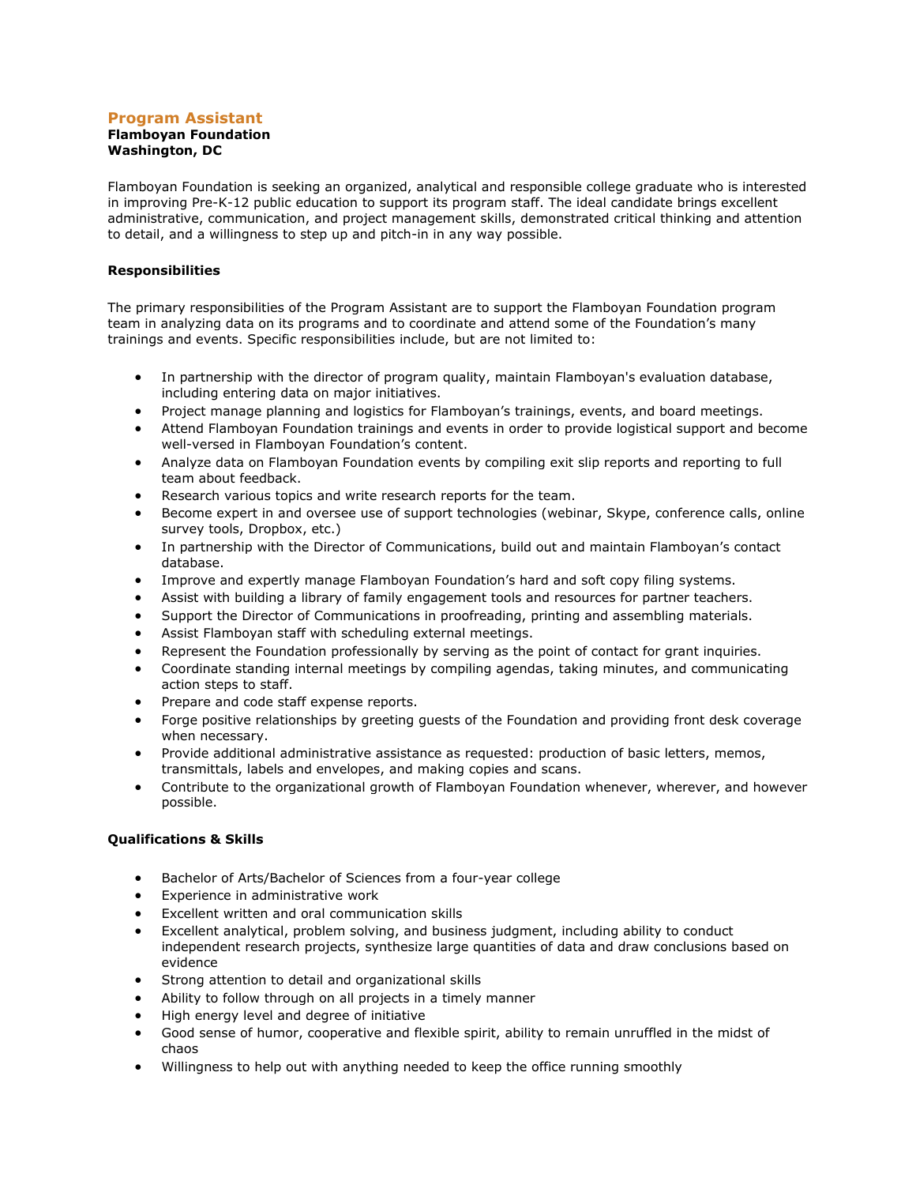# Program Assistant

**Flamboyan Foundation**
**Washington, DC**

Flamboyan Foundation is seeking an organized, analytical and responsible college graduate who is interested in improving Pre-K-12 public education to support its program staff. The ideal candidate brings excellent administrative, communication, and project management skills, demonstrated critical thinking and attention to detail, and a willingness to step up and pitch-in in any way possible.

**Responsibilities**

The primary responsibilities of the Program Assistant are to support the Flamboyan Foundation program team in analyzing data on its programs and to coordinate and attend some of the Foundation's many trainings and events. Specific responsibilities include, but are not limited to:

- In partnership with the director of program quality, maintain Flamboyan's evaluation database, including entering data on major initiatives.
- Project manage planning and logistics for Flamboyan's trainings, events, and board meetings.
- Attend Flamboyan Foundation trainings and events in order to provide logistical support and become well-versed in Flamboyan Foundation's content.
- Analyze data on Flamboyan Foundation events by compiling exit slip reports and reporting to full team about feedback.
- Research various topics and write research reports for the team.
- Become expert in and oversee use of support technologies (webinar, Skype, conference calls, online survey tools, Dropbox, etc.)
- In partnership with the Director of Communications, build out and maintain Flamboyan's contact database.
- Improve and expertly manage Flamboyan Foundation's hard and soft copy filing systems.
- Assist with building a library of family engagement tools and resources for partner teachers.
- Support the Director of Communications in proofreading, printing and assembling materials.
- Assist Flamboyan staff with scheduling external meetings.
- Represent the Foundation professionally by serving as the point of contact for grant inquiries.
- Coordinate standing internal meetings by compiling agendas, taking minutes, and communicating action steps to staff.
- Prepare and code staff expense reports.
- Forge positive relationships by greeting guests of the Foundation and providing front desk coverage when necessary.
- Provide additional administrative assistance as requested: production of basic letters, memos, transmittals, labels and envelopes, and making copies and scans.
- Contribute to the organizational growth of Flamboyan Foundation whenever, wherever, and however possible.

**Qualifications & Skills**

- Bachelor of Arts/Bachelor of Sciences from a four-year college
- Experience in administrative work
- Excellent written and oral communication skills
- Excellent analytical, problem solving, and business judgment, including ability to conduct independent research projects, synthesize large quantities of data and draw conclusions based on evidence
- Strong attention to detail and organizational skills
- Ability to follow through on all projects in a timely manner
- High energy level and degree of initiative
- Good sense of humor, cooperative and flexible spirit, ability to remain unruffled in the midst of chaos
- Willingness to help out with anything needed to keep the office running smoothly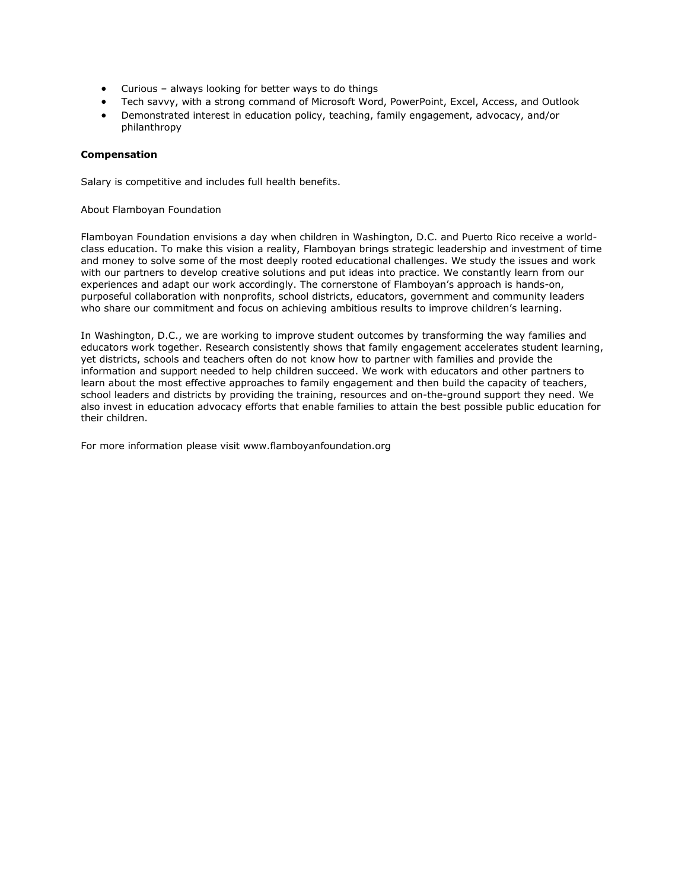- Curious – always looking for better ways to do things
- Tech savvy, with a strong command of Microsoft Word, PowerPoint, Excel, Access, and Outlook
- Demonstrated interest in education policy, teaching, family engagement, advocacy, and/or philanthropy

**Compensation**

Salary is competitive and includes full health benefits.

About Flamboyan Foundation

Flamboyan Foundation envisions a day when children in Washington, D.C. and Puerto Rico receive a world-class education. To make this vision a reality, Flamboyan brings strategic leadership and investment of time and money to solve some of the most deeply rooted educational challenges. We study the issues and work with our partners to develop creative solutions and put ideas into practice. We constantly learn from our experiences and adapt our work accordingly. The cornerstone of Flamboyan's approach is hands-on, purposeful collaboration with nonprofits, school districts, educators, government and community leaders who share our commitment and focus on achieving ambitious results to improve children's learning.

In Washington, D.C., we are working to improve student outcomes by transforming the way families and educators work together. Research consistently shows that family engagement accelerates student learning, yet districts, schools and teachers often do not know how to partner with families and provide the information and support needed to help children succeed. We work with educators and other partners to learn about the most effective approaches to family engagement and then build the capacity of teachers, school leaders and districts by providing the training, resources and on-the-ground support they need. We also invest in education advocacy efforts that enable families to attain the best possible public education for their children.

For more information please visit www.flamboyanfoundation.org